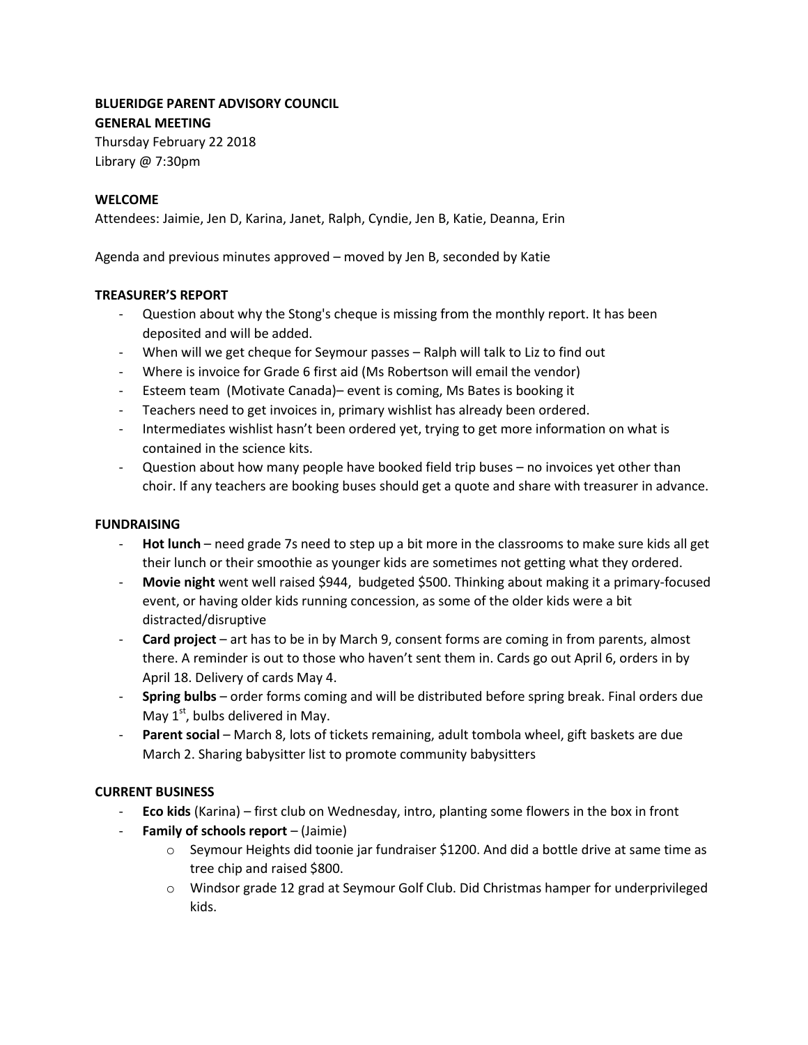**BLUERIDGE PARENT ADVISORY COUNCIL**
**GENERAL MEETING**
Thursday February 22 2018
Library @ 7:30pm

**WELCOME**

Attendees: Jaimie, Jen D, Karina, Janet, Ralph, Cyndie, Jen B, Katie, Deanna, Erin

Agenda and previous minutes approved – moved by Jen B, seconded by Katie

**TREASURER'S REPORT**

- Question about why the Stong's cheque is missing from the monthly report. It has been deposited and will be added.
- When will we get cheque for Seymour passes – Ralph will talk to Liz to find out
- Where is invoice for Grade 6 first aid (Ms Robertson will email the vendor)
- Esteem team (Motivate Canada)– event is coming, Ms Bates is booking it
- Teachers need to get invoices in, primary wishlist has already been ordered.
- Intermediates wishlist hasn't been ordered yet, trying to get more information on what is contained in the science kits.
- Question about how many people have booked field trip buses – no invoices yet other than choir. If any teachers are booking buses should get a quote and share with treasurer in advance.

**FUNDRAISING**

- **Hot lunch** – need grade 7s need to step up a bit more in the classrooms to make sure kids all get their lunch or their smoothie as younger kids are sometimes not getting what they ordered.
- **Movie night** went well raised $944, budgeted $500. Thinking about making it a primary-focused event, or having older kids running concession, as some of the older kids were a bit distracted/disruptive
- **Card project** – art has to be in by March 9, consent forms are coming in from parents, almost there. A reminder is out to those who haven't sent them in. Cards go out April 6, orders in by April 18. Delivery of cards May 4.
- **Spring bulbs** – order forms coming and will be distributed before spring break. Final orders due May 1st, bulbs delivered in May.
- **Parent social** – March 8, lots of tickets remaining, adult tombola wheel, gift baskets are due March 2. Sharing babysitter list to promote community babysitters

**CURRENT BUSINESS**

- **Eco kids** (Karina) – first club on Wednesday, intro, planting some flowers in the box in front
- **Family of schools report** – (Jaimie)
    - Seymour Heights did toonie jar fundraiser $1200. And did a bottle drive at same time as tree chip and raised $800.
    - Windsor grade 12 grad at Seymour Golf Club. Did Christmas hamper for underprivileged kids.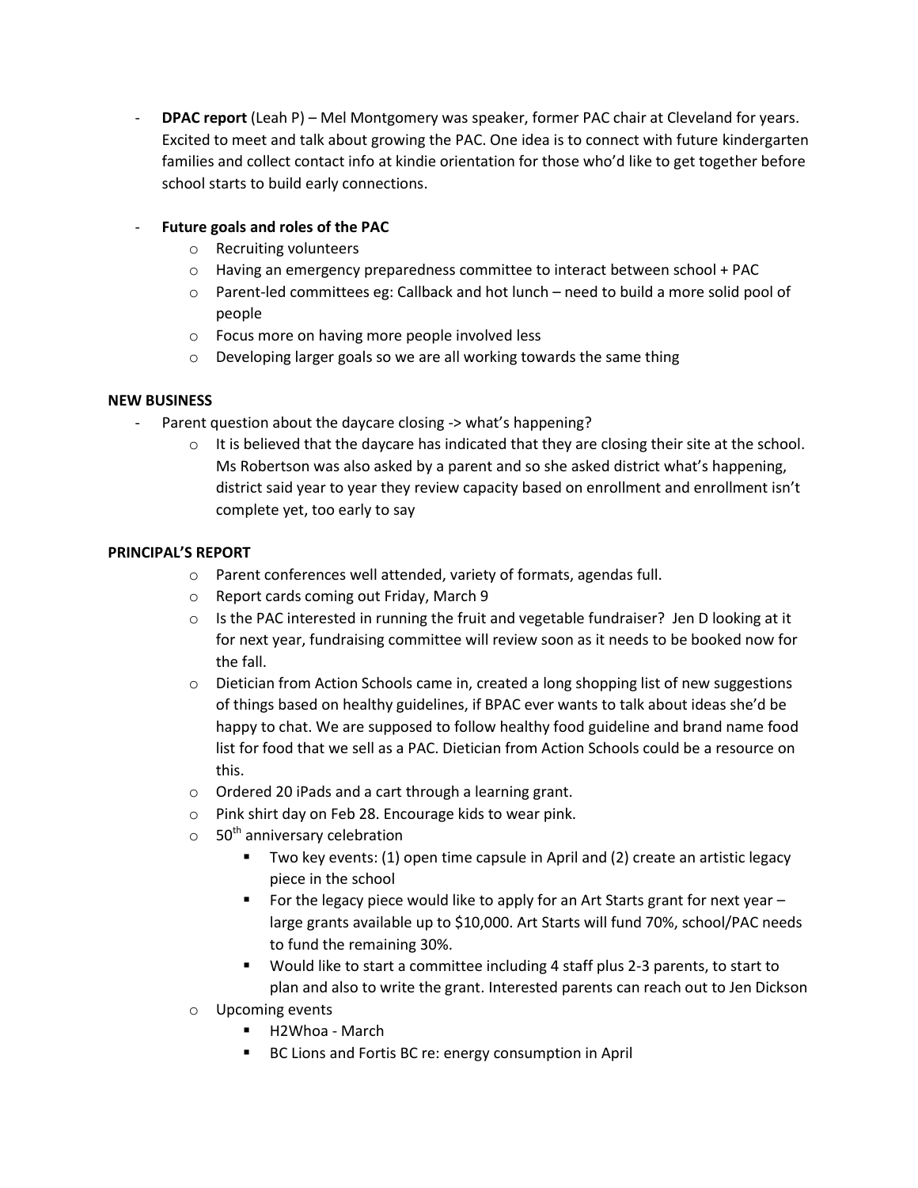- **DPAC report** (Leah P) – Mel Montgomery was speaker, former PAC chair at Cleveland for years. Excited to meet and talk about growing the PAC. One idea is to connect with future kindergarten families and collect contact info at kindie orientation for those who'd like to get together before school starts to build early connections.

- **Future goals and roles of the PAC**
  - Recruiting volunteers
  - Having an emergency preparedness committee to interact between school + PAC
  - Parent-led committees eg: Callback and hot lunch – need to build a more solid pool of people
  - Focus more on having more people involved less
  - Developing larger goals so we are all working towards the same thing

**NEW BUSINESS**

- Parent question about the daycare closing -> what's happening?
  - It is believed that the daycare has indicated that they are closing their site at the school. Ms Robertson was also asked by a parent and so she asked district what's happening, district said year to year they review capacity based on enrollment and enrollment isn't complete yet, too early to say

**PRINCIPAL'S REPORT**

- Parent conferences well attended, variety of formats, agendas full.
- Report cards coming out Friday, March 9
- Is the PAC interested in running the fruit and vegetable fundraiser? Jen D looking at it for next year, fundraising committee will review soon as it needs to be booked now for the fall.
- Dietician from Action Schools came in, created a long shopping list of new suggestions of things based on healthy guidelines, if BPAC ever wants to talk about ideas she'd be happy to chat. We are supposed to follow healthy food guideline and brand name food list for food that we sell as a PAC. Dietician from Action Schools could be a resource on this.
- Ordered 20 iPads and a cart through a learning grant.
- Pink shirt day on Feb 28. Encourage kids to wear pink.
- 50th anniversary celebration
  - Two key events: (1) open time capsule in April and (2) create an artistic legacy piece in the school
  - For the legacy piece would like to apply for an Art Starts grant for next year – large grants available up to $10,000. Art Starts will fund 70%, school/PAC needs to fund the remaining 30%.
  - Would like to start a committee including 4 staff plus 2-3 parents, to start to plan and also to write the grant. Interested parents can reach out to Jen Dickson
- Upcoming events
  - H2Whoa - March
  - BC Lions and Fortis BC re: energy consumption in April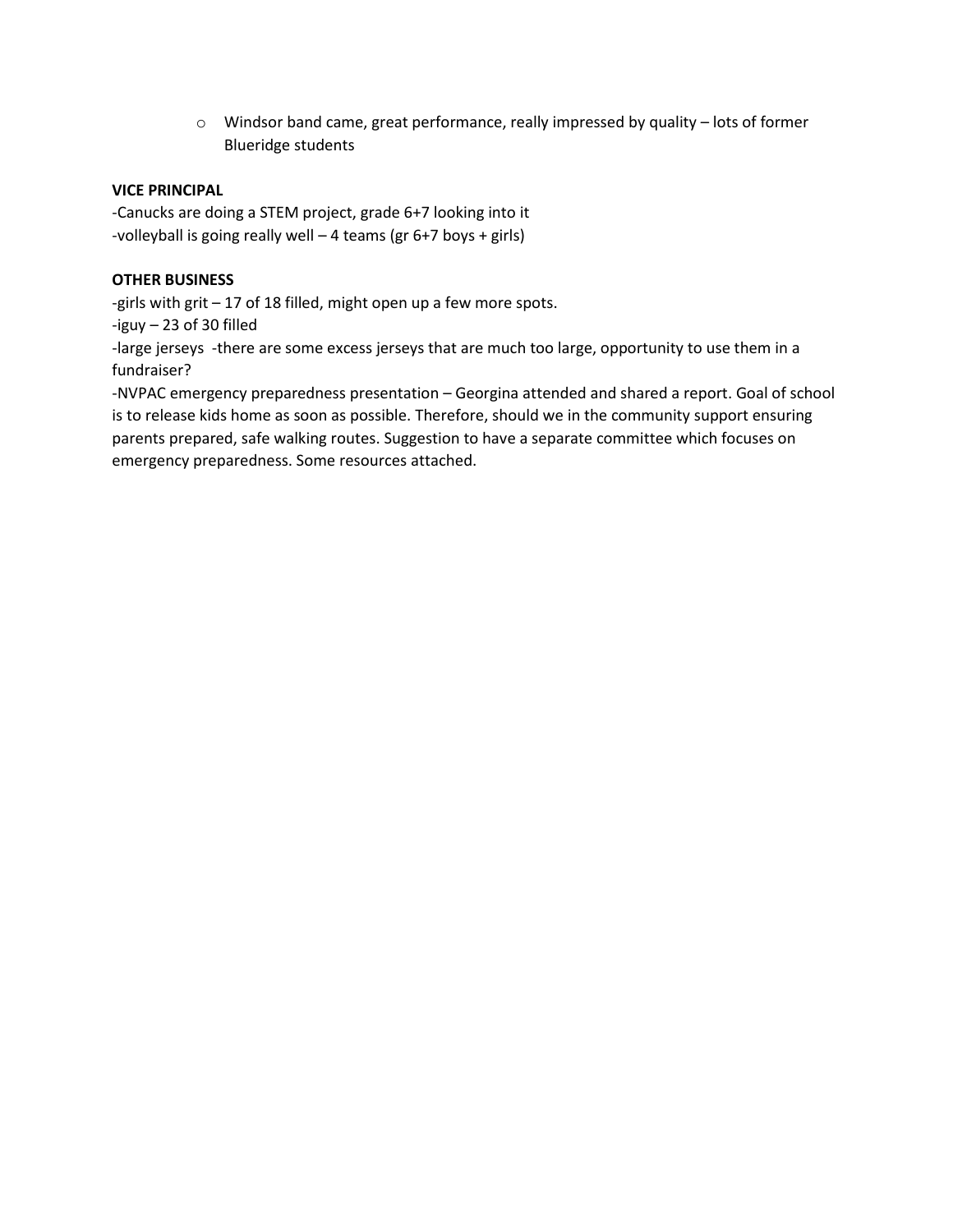- Windsor band came, great performance, really impressed by quality – lots of former Blueridge students

**VICE PRINCIPAL**

-Canucks are doing a STEM project, grade 6+7 looking into it
-volleyball is going really well – 4 teams (gr 6+7 boys + girls)

**OTHER BUSINESS**

-girls with grit – 17 of 18 filled, might open up a few more spots.
-iguy – 23 of 30 filled
-large jerseys -there are some excess jerseys that are much too large, opportunity to use them in a fundraiser?
-NVPAC emergency preparedness presentation – Georgina attended and shared a report. Goal of school is to release kids home as soon as possible. Therefore, should we in the community support ensuring parents prepared, safe walking routes. Suggestion to have a separate committee which focuses on emergency preparedness. Some resources attached.